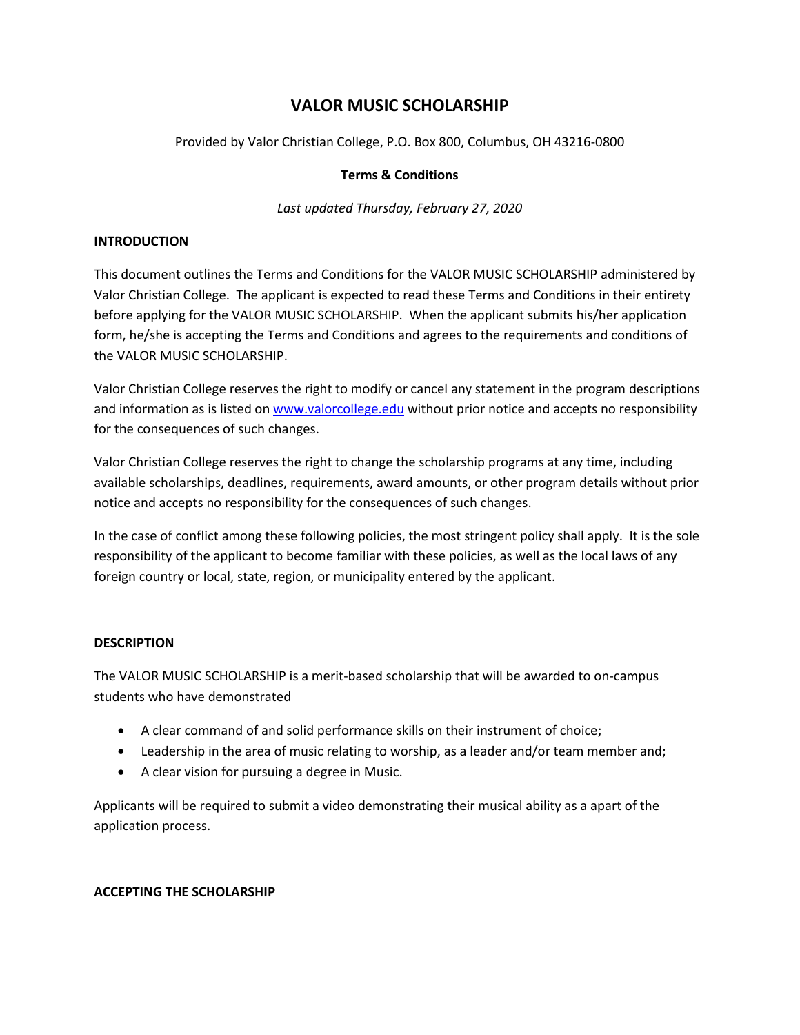# VALOR MUSIC SCHOLARSHIP

Provided by Valor Christian College, P.O. Box 800, Columbus, OH 43216-0800

**Terms & Conditions**

*Last updated Thursday, February 27, 2020*

## INTRODUCTION

This document outlines the Terms and Conditions for the VALOR MUSIC SCHOLARSHIP administered by Valor Christian College. The applicant is expected to read these Terms and Conditions in their entirety before applying for the VALOR MUSIC SCHOLARSHIP. When the applicant submits his/her application form, he/she is accepting the Terms and Conditions and agrees to the requirements and conditions of the VALOR MUSIC SCHOLARSHIP.

Valor Christian College reserves the right to modify or cancel any statement in the program descriptions and information as is listed on [www.valorcollege.edu](http://www.valorcollege.edu) without prior notice and accepts no responsibility for the consequences of such changes.

Valor Christian College reserves the right to change the scholarship programs at any time, including available scholarships, deadlines, requirements, award amounts, or other program details without prior notice and accepts no responsibility for the consequences of such changes.

In the case of conflict among these following policies, the most stringent policy shall apply. It is the sole responsibility of the applicant to become familiar with these policies, as well as the local laws of any foreign country or local, state, region, or municipality entered by the applicant.

## DESCRIPTION

The VALOR MUSIC SCHOLARSHIP is a merit-based scholarship that will be awarded to on-campus students who have demonstrated

- A clear command of and solid performance skills on their instrument of choice;
- Leadership in the area of music relating to worship, as a leader and/or team member and;
- A clear vision for pursuing a degree in Music.

Applicants will be required to submit a video demonstrating their musical ability as a apart of the application process.

## ACCEPTING THE SCHOLARSHIP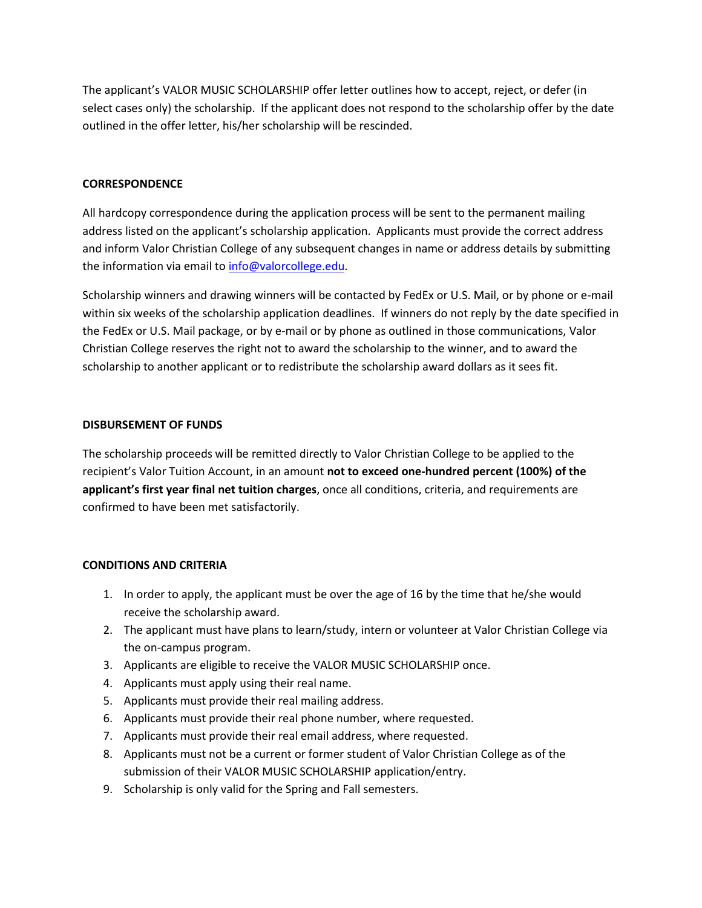The applicant's VALOR MUSIC SCHOLARSHIP offer letter outlines how to accept, reject, or defer (in select cases only) the scholarship. If the applicant does not respond to the scholarship offer by the date outlined in the offer letter, his/her scholarship will be rescinded.

**CORRESPONDENCE**

All hardcopy correspondence during the application process will be sent to the permanent mailing address listed on the applicant's scholarship application. Applicants must provide the correct address and inform Valor Christian College of any subsequent changes in name or address details by submitting the information via email to [info@valorcollege.edu](mailto:info@valorcollege.edu).

Scholarship winners and drawing winners will be contacted by FedEx or U.S. Mail, or by phone or e-mail within six weeks of the scholarship application deadlines. If winners do not reply by the date specified in the FedEx or U.S. Mail package, or by e-mail or by phone as outlined in those communications, Valor Christian College reserves the right not to award the scholarship to the winner, and to award the scholarship to another applicant or to redistribute the scholarship award dollars as it sees fit.

**DISBURSEMENT OF FUNDS**

The scholarship proceeds will be remitted directly to Valor Christian College to be applied to the recipient's Valor Tuition Account, in an amount **not to exceed one-hundred percent (100%) of the applicant's first year final net tuition charges**, once all conditions, criteria, and requirements are confirmed to have been met satisfactorily.

**CONDITIONS AND CRITERIA**

1. In order to apply, the applicant must be over the age of 16 by the time that he/she would receive the scholarship award.
2. The applicant must have plans to learn/study, intern or volunteer at Valor Christian College via the on-campus program.
3. Applicants are eligible to receive the VALOR MUSIC SCHOLARSHIP once.
4. Applicants must apply using their real name.
5. Applicants must provide their real mailing address.
6. Applicants must provide their real phone number, where requested.
7. Applicants must provide their real email address, where requested.
8. Applicants must not be a current or former student of Valor Christian College as of the submission of their VALOR MUSIC SCHOLARSHIP application/entry.
9. Scholarship is only valid for the Spring and Fall semesters.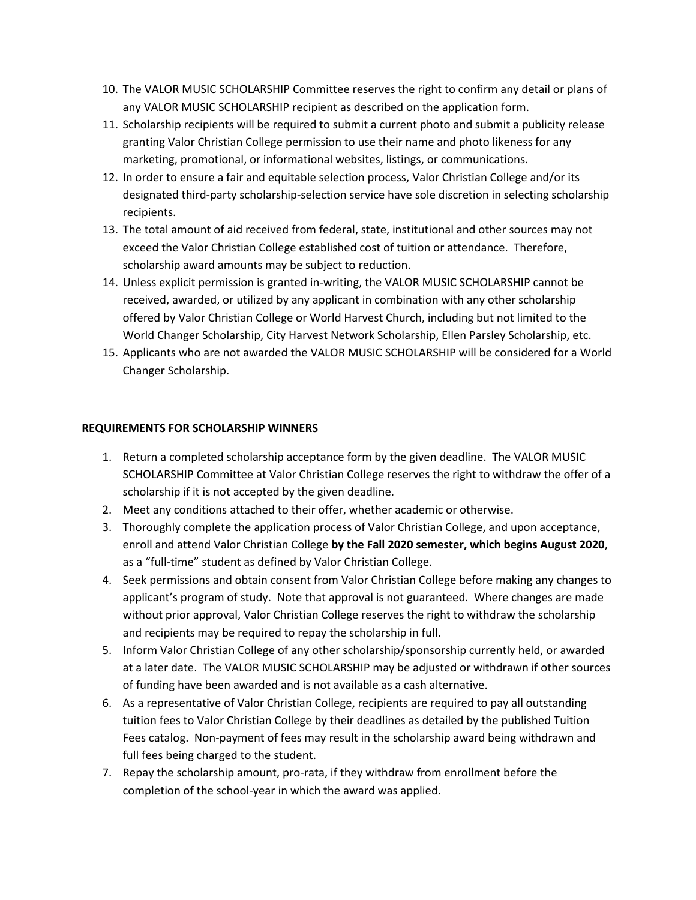10. The VALOR MUSIC SCHOLARSHIP Committee reserves the right to confirm any detail or plans of any VALOR MUSIC SCHOLARSHIP recipient as described on the application form.
11. Scholarship recipients will be required to submit a current photo and submit a publicity release granting Valor Christian College permission to use their name and photo likeness for any marketing, promotional, or informational websites, listings, or communications.
12. In order to ensure a fair and equitable selection process, Valor Christian College and/or its designated third-party scholarship-selection service have sole discretion in selecting scholarship recipients.
13. The total amount of aid received from federal, state, institutional and other sources may not exceed the Valor Christian College established cost of tuition or attendance. Therefore, scholarship award amounts may be subject to reduction.
14. Unless explicit permission is granted in-writing, the VALOR MUSIC SCHOLARSHIP cannot be received, awarded, or utilized by any applicant in combination with any other scholarship offered by Valor Christian College or World Harvest Church, including but not limited to the World Changer Scholarship, City Harvest Network Scholarship, Ellen Parsley Scholarship, etc.
15. Applicants who are not awarded the VALOR MUSIC SCHOLARSHIP will be considered for a World Changer Scholarship.

**REQUIREMENTS FOR SCHOLARSHIP WINNERS**

1. Return a completed scholarship acceptance form by the given deadline. The VALOR MUSIC SCHOLARSHIP Committee at Valor Christian College reserves the right to withdraw the offer of a scholarship if it is not accepted by the given deadline.
2. Meet any conditions attached to their offer, whether academic or otherwise.
3. Thoroughly complete the application process of Valor Christian College, and upon acceptance, enroll and attend Valor Christian College **by the Fall 2020 semester, which begins August 2020**, as a "full-time" student as defined by Valor Christian College.
4. Seek permissions and obtain consent from Valor Christian College before making any changes to applicant's program of study. Note that approval is not guaranteed. Where changes are made without prior approval, Valor Christian College reserves the right to withdraw the scholarship and recipients may be required to repay the scholarship in full.
5. Inform Valor Christian College of any other scholarship/sponsorship currently held, or awarded at a later date. The VALOR MUSIC SCHOLARSHIP may be adjusted or withdrawn if other sources of funding have been awarded and is not available as a cash alternative.
6. As a representative of Valor Christian College, recipients are required to pay all outstanding tuition fees to Valor Christian College by their deadlines as detailed by the published Tuition Fees catalog. Non-payment of fees may result in the scholarship award being withdrawn and full fees being charged to the student.
7. Repay the scholarship amount, pro-rata, if they withdraw from enrollment before the completion of the school-year in which the award was applied.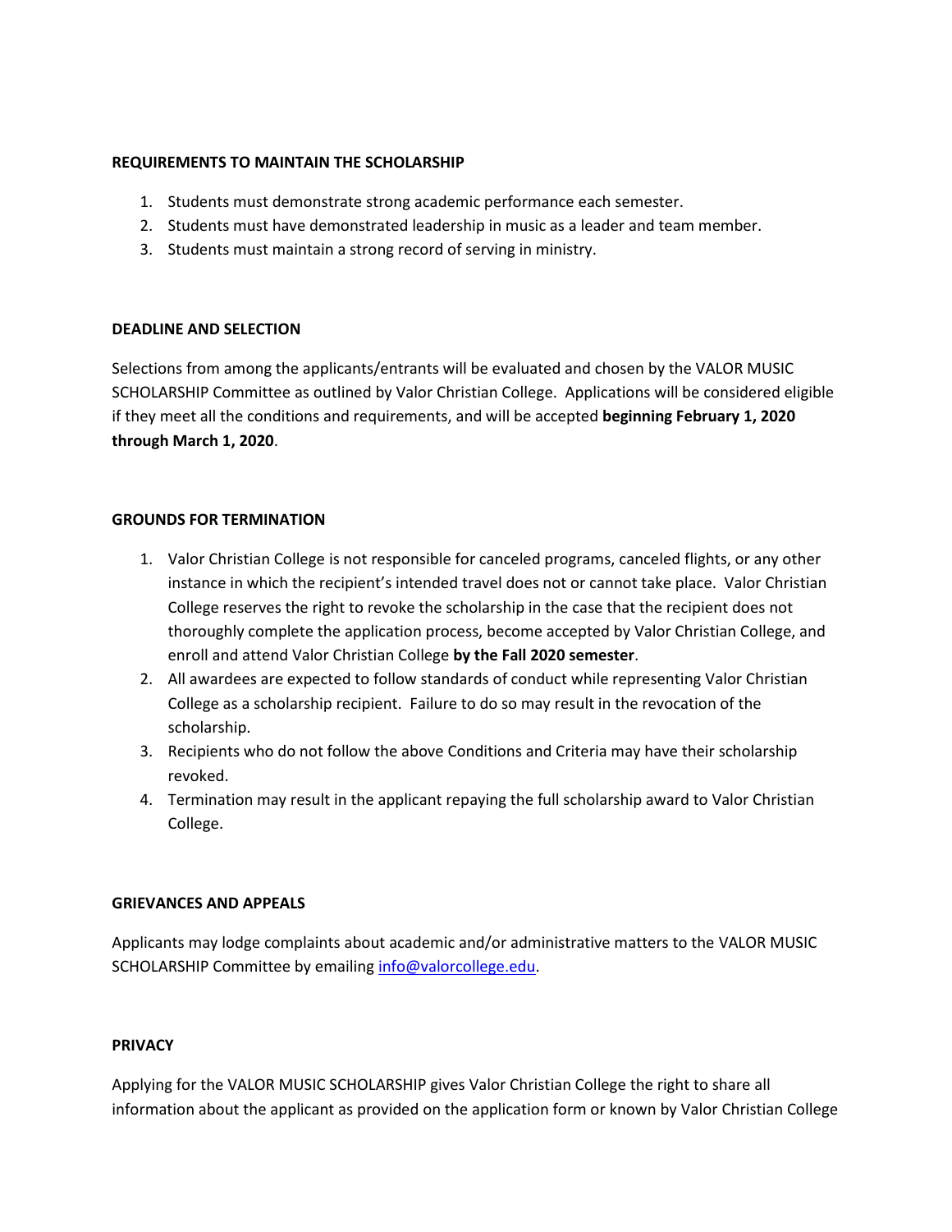**REQUIREMENTS TO MAINTAIN THE SCHOLARSHIP**

1. Students must demonstrate strong academic performance each semester.
2. Students must have demonstrated leadership in music as a leader and team member.
3. Students must maintain a strong record of serving in ministry.

**DEADLINE AND SELECTION**

Selections from among the applicants/entrants will be evaluated and chosen by the VALOR MUSIC SCHOLARSHIP Committee as outlined by Valor Christian College. Applications will be considered eligible if they meet all the conditions and requirements, and will be accepted **beginning February 1, 2020 through March 1, 2020**.

**GROUNDS FOR TERMINATION**

1. Valor Christian College is not responsible for canceled programs, canceled flights, or any other instance in which the recipient's intended travel does not or cannot take place. Valor Christian College reserves the right to revoke the scholarship in the case that the recipient does not thoroughly complete the application process, become accepted by Valor Christian College, and enroll and attend Valor Christian College **by the Fall 2020 semester**.
2. All awardees are expected to follow standards of conduct while representing Valor Christian College as a scholarship recipient. Failure to do so may result in the revocation of the scholarship.
3. Recipients who do not follow the above Conditions and Criteria may have their scholarship revoked.
4. Termination may result in the applicant repaying the full scholarship award to Valor Christian College.

**GRIEVANCES AND APPEALS**

Applicants may lodge complaints about academic and/or administrative matters to the VALOR MUSIC SCHOLARSHIP Committee by emailing info@valorcollege.edu.

**PRIVACY**

Applying for the VALOR MUSIC SCHOLARSHIP gives Valor Christian College the right to share all information about the applicant as provided on the application form or known by Valor Christian College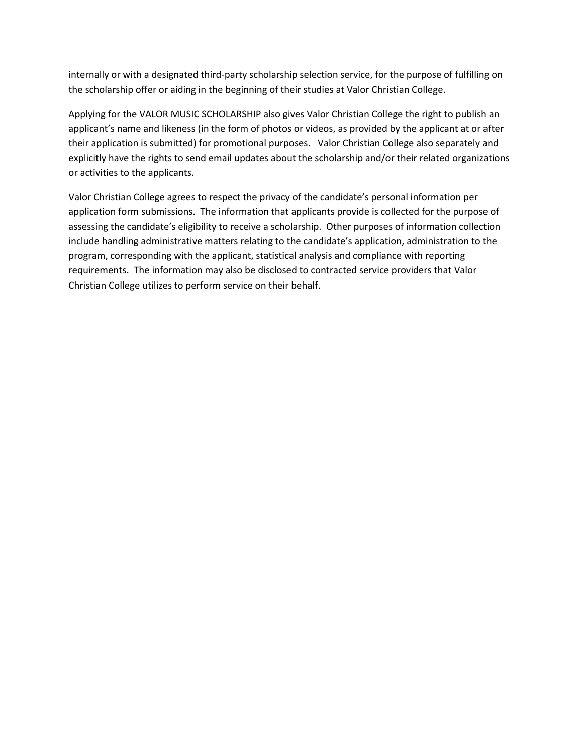internally or with a designated third-party scholarship selection service, for the purpose of fulfilling on the scholarship offer or aiding in the beginning of their studies at Valor Christian College.

Applying for the VALOR MUSIC SCHOLARSHIP also gives Valor Christian College the right to publish an applicant's name and likeness (in the form of photos or videos, as provided by the applicant at or after their application is submitted) for promotional purposes. Valor Christian College also separately and explicitly have the rights to send email updates about the scholarship and/or their related organizations or activities to the applicants.

Valor Christian College agrees to respect the privacy of the candidate's personal information per application form submissions. The information that applicants provide is collected for the purpose of assessing the candidate's eligibility to receive a scholarship. Other purposes of information collection include handling administrative matters relating to the candidate's application, administration to the program, corresponding with the applicant, statistical analysis and compliance with reporting requirements. The information may also be disclosed to contracted service providers that Valor Christian College utilizes to perform service on their behalf.